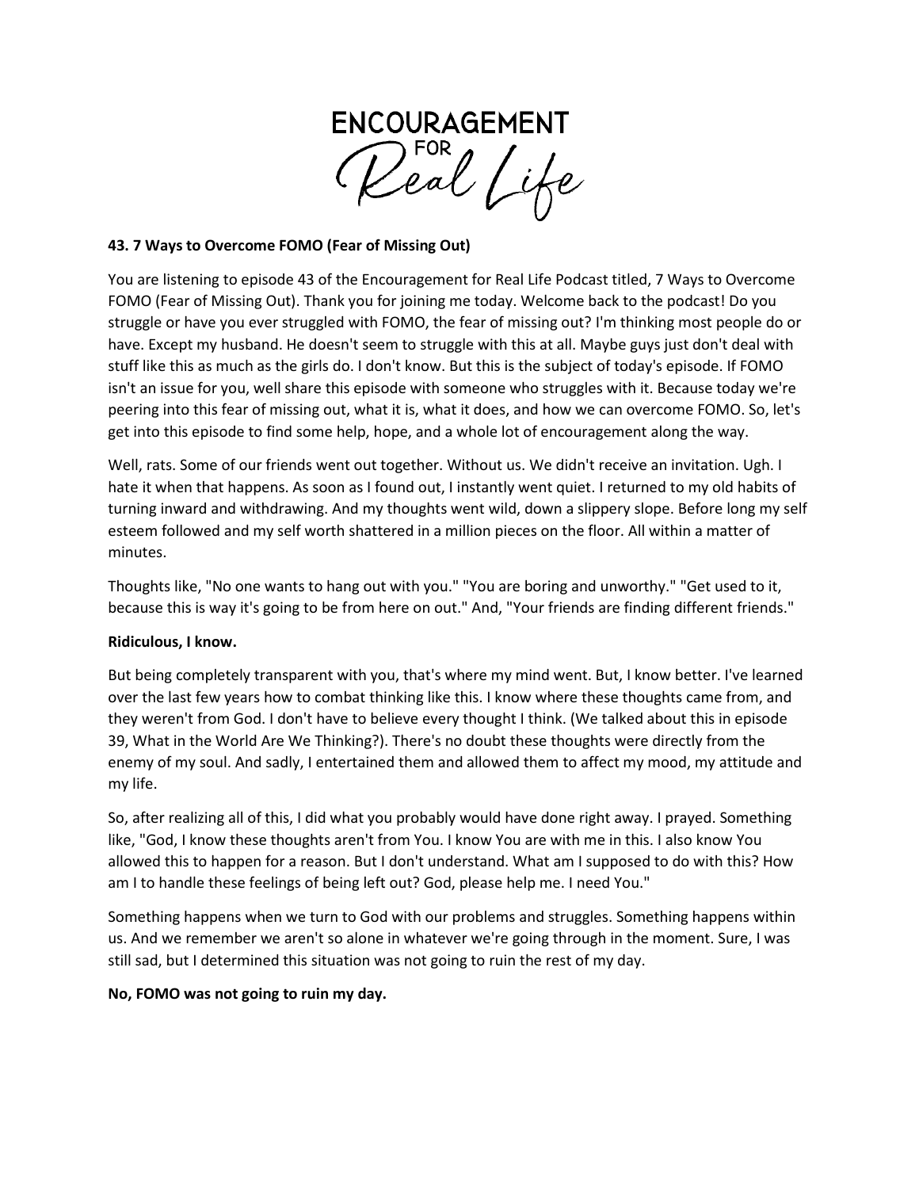# ENCOURAGEMENT FOR Real Life

## 43. 7 Ways to Overcome FOMO (Fear of Missing Out)

You are listening to episode 43 of the Encouragement for Real Life Podcast titled, 7 Ways to Overcome FOMO (Fear of Missing Out). Thank you for joining me today. Welcome back to the podcast! Do you struggle or have you ever struggled with FOMO, the fear of missing out? I'm thinking most people do or have. Except my husband. He doesn't seem to struggle with this at all. Maybe guys just don't deal with stuff like this as much as the girls do. I don't know. But this is the subject of today's episode. If FOMO isn't an issue for you, well share this episode with someone who struggles with it. Because today we're peering into this fear of missing out, what it is, what it does, and how we can overcome FOMO. So, let's get into this episode to find some help, hope, and a whole lot of encouragement along the way.

Well, rats. Some of our friends went out together. Without us. We didn't receive an invitation. Ugh. I hate it when that happens. As soon as I found out, I instantly went quiet. I returned to my old habits of turning inward and withdrawing. And my thoughts went wild, down a slippery slope. Before long my self esteem followed and my self worth shattered in a million pieces on the floor. All within a matter of minutes.

Thoughts like, "No one wants to hang out with you." "You are boring and unworthy." "Get used to it, because this is way it's going to be from here on out." And, "Your friends are finding different friends."

**Ridiculous, I know.**

But being completely transparent with you, that's where my mind went. But, I know better. I've learned over the last few years how to combat thinking like this. I know where these thoughts came from, and they weren't from God. I don't have to believe every thought I think. (We talked about this in episode 39, What in the World Are We Thinking?). There's no doubt these thoughts were directly from the enemy of my soul. And sadly, I entertained them and allowed them to affect my mood, my attitude and my life.

So, after realizing all of this, I did what you probably would have done right away. I prayed. Something like, "God, I know these thoughts aren't from You. I know You are with me in this. I also know You allowed this to happen for a reason. But I don't understand. What am I supposed to do with this? How am I to handle these feelings of being left out? God, please help me. I need You."

Something happens when we turn to God with our problems and struggles. Something happens within us. And we remember we aren't so alone in whatever we're going through in the moment. Sure, I was still sad, but I determined this situation was not going to ruin the rest of my day.

**No, FOMO was not going to ruin my day.**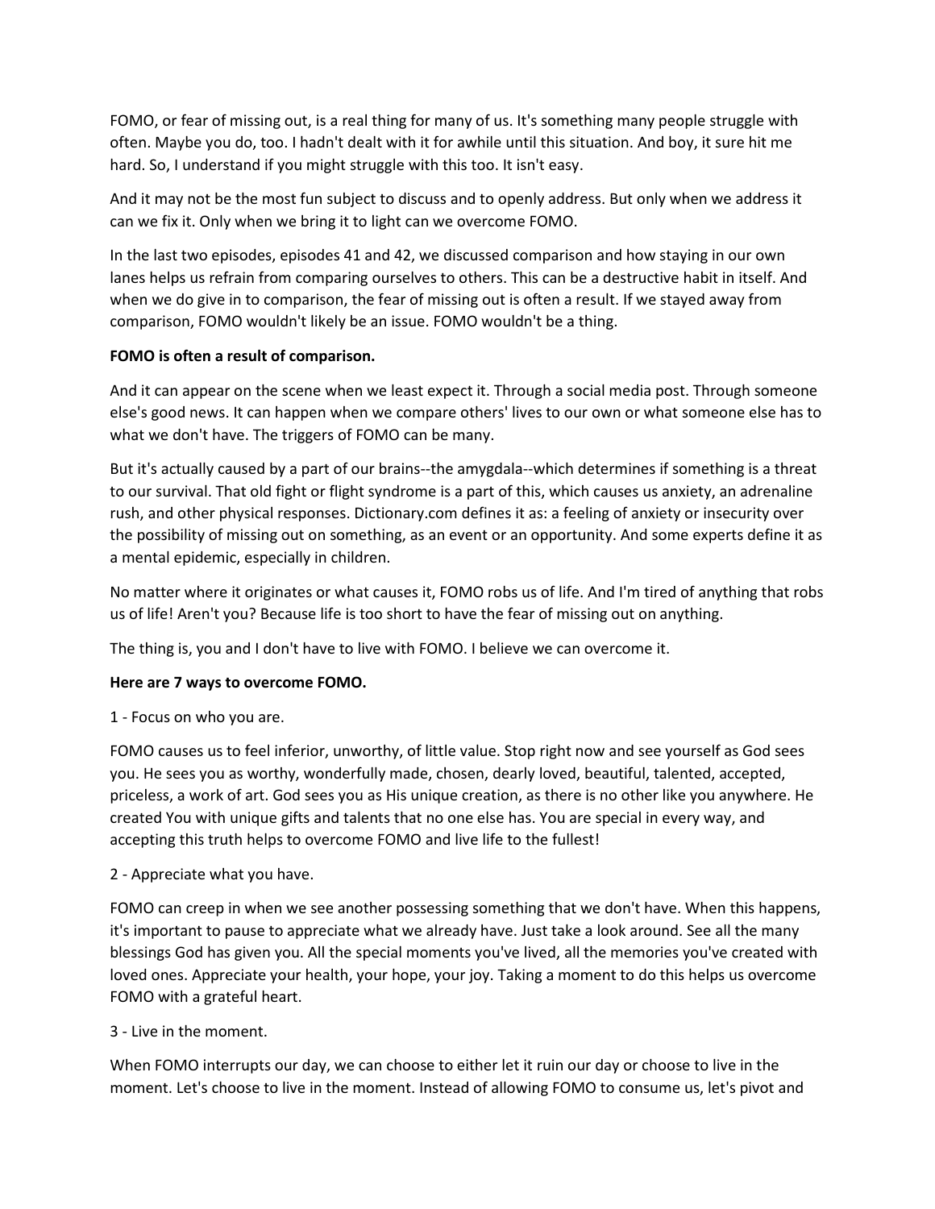FOMO, or fear of missing out, is a real thing for many of us. It's something many people struggle with often. Maybe you do, too. I hadn't dealt with it for awhile until this situation. And boy, it sure hit me hard. So, I understand if you might struggle with this too. It isn't easy.

And it may not be the most fun subject to discuss and to openly address. But only when we address it can we fix it. Only when we bring it to light can we overcome FOMO.

In the last two episodes, episodes 41 and 42, we discussed comparison and how staying in our own lanes helps us refrain from comparing ourselves to others. This can be a destructive habit in itself. And when we do give in to comparison, the fear of missing out is often a result. If we stayed away from comparison, FOMO wouldn't likely be an issue. FOMO wouldn't be a thing.

**FOMO is often a result of comparison.**

And it can appear on the scene when we least expect it. Through a social media post. Through someone else's good news. It can happen when we compare others' lives to our own or what someone else has to what we don't have. The triggers of FOMO can be many.

But it's actually caused by a part of our brains--the amygdala--which determines if something is a threat to our survival. That old fight or flight syndrome is a part of this, which causes us anxiety, an adrenaline rush, and other physical responses. Dictionary.com defines it as: a feeling of anxiety or insecurity over the possibility of missing out on something, as an event or an opportunity. And some experts define it as a mental epidemic, especially in children.

No matter where it originates or what causes it, FOMO robs us of life. And I'm tired of anything that robs us of life! Aren't you? Because life is too short to have the fear of missing out on anything.

The thing is, you and I don't have to live with FOMO. I believe we can overcome it.

**Here are 7 ways to overcome FOMO.**

1 - Focus on who you are.

FOMO causes us to feel inferior, unworthy, of little value. Stop right now and see yourself as God sees you. He sees you as worthy, wonderfully made, chosen, dearly loved, beautiful, talented, accepted, priceless, a work of art. God sees you as His unique creation, as there is no other like you anywhere. He created You with unique gifts and talents that no one else has. You are special in every way, and accepting this truth helps to overcome FOMO and live life to the fullest!

2 - Appreciate what you have.

FOMO can creep in when we see another possessing something that we don't have. When this happens, it's important to pause to appreciate what we already have. Just take a look around. See all the many blessings God has given you. All the special moments you've lived, all the memories you've created with loved ones. Appreciate your health, your hope, your joy. Taking a moment to do this helps us overcome FOMO with a grateful heart.

3 - Live in the moment.

When FOMO interrupts our day, we can choose to either let it ruin our day or choose to live in the moment. Let's choose to live in the moment. Instead of allowing FOMO to consume us, let's pivot and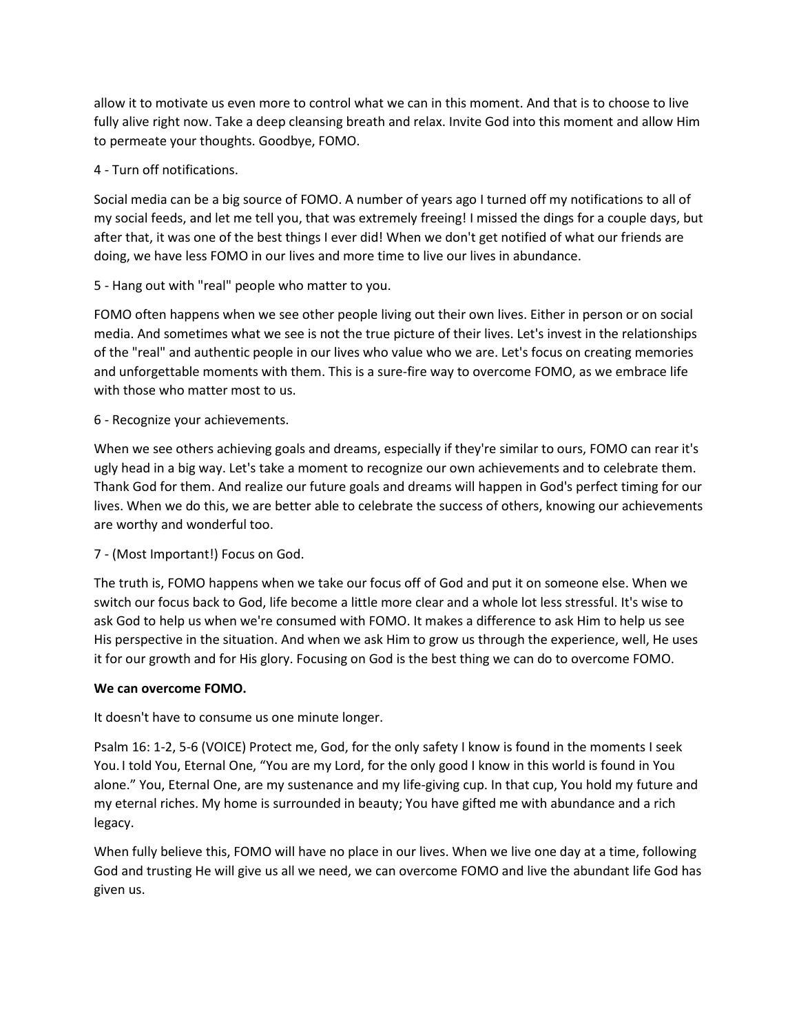allow it to motivate us even more to control what we can in this moment. And that is to choose to live fully alive right now. Take a deep cleansing breath and relax. Invite God into this moment and allow Him to permeate your thoughts. Goodbye, FOMO.

4 - Turn off notifications.

Social media can be a big source of FOMO. A number of years ago I turned off my notifications to all of my social feeds, and let me tell you, that was extremely freeing! I missed the dings for a couple days, but after that, it was one of the best things I ever did! When we don't get notified of what our friends are doing, we have less FOMO in our lives and more time to live our lives in abundance.

5 - Hang out with "real" people who matter to you.

FOMO often happens when we see other people living out their own lives. Either in person or on social media. And sometimes what we see is not the true picture of their lives. Let's invest in the relationships of the "real" and authentic people in our lives who value who we are. Let's focus on creating memories and unforgettable moments with them. This is a sure-fire way to overcome FOMO, as we embrace life with those who matter most to us.

6 - Recognize your achievements.

When we see others achieving goals and dreams, especially if they're similar to ours, FOMO can rear it's ugly head in a big way. Let's take a moment to recognize our own achievements and to celebrate them. Thank God for them. And realize our future goals and dreams will happen in God's perfect timing for our lives. When we do this, we are better able to celebrate the success of others, knowing our achievements are worthy and wonderful too.

7 - (Most Important!) Focus on God.

The truth is, FOMO happens when we take our focus off of God and put it on someone else. When we switch our focus back to God, life become a little more clear and a whole lot less stressful. It's wise to ask God to help us when we're consumed with FOMO. It makes a difference to ask Him to help us see His perspective in the situation. And when we ask Him to grow us through the experience, well, He uses it for our growth and for His glory. Focusing on God is the best thing we can do to overcome FOMO.

**We can overcome FOMO.**

It doesn't have to consume us one minute longer.

Psalm 16: 1-2, 5-6 (VOICE) Protect me, God, for the only safety I know is found in the moments I seek You. I told You, Eternal One, "You are my Lord, for the only good I know in this world is found in You alone." You, Eternal One, are my sustenance and my life-giving cup. In that cup, You hold my future and my eternal riches. My home is surrounded in beauty; You have gifted me with abundance and a rich legacy.

When fully believe this, FOMO will have no place in our lives. When we live one day at a time, following God and trusting He will give us all we need, we can overcome FOMO and live the abundant life God has given us.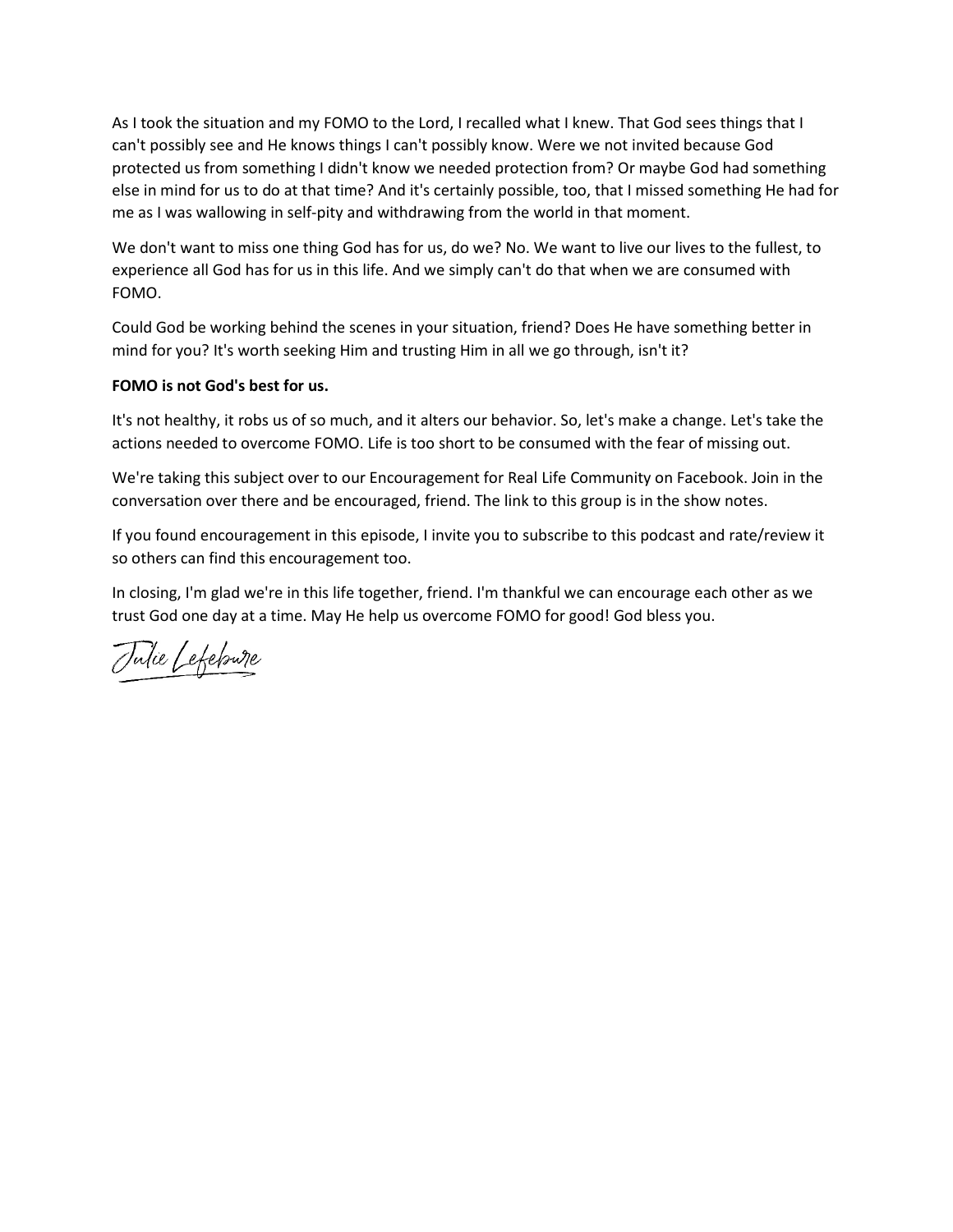As I took the situation and my FOMO to the Lord, I recalled what I knew. That God sees things that I can't possibly see and He knows things I can't possibly know. Were we not invited because God protected us from something I didn't know we needed protection from? Or maybe God had something else in mind for us to do at that time? And it's certainly possible, too, that I missed something He had for me as I was wallowing in self-pity and withdrawing from the world in that moment.

We don't want to miss one thing God has for us, do we? No. We want to live our lives to the fullest, to experience all God has for us in this life. And we simply can't do that when we are consumed with FOMO.

Could God be working behind the scenes in your situation, friend? Does He have something better in mind for you? It's worth seeking Him and trusting Him in all we go through, isn't it?

**FOMO is not God's best for us.**

It's not healthy, it robs us of so much, and it alters our behavior. So, let's make a change. Let's take the actions needed to overcome FOMO. Life is too short to be consumed with the fear of missing out.

We're taking this subject over to our Encouragement for Real Life Community on Facebook. Join in the conversation over there and be encouraged, friend. The link to this group is in the show notes.

If you found encouragement in this episode, I invite you to subscribe to this podcast and rate/review it so others can find this encouragement too.

In closing, I'm glad we're in this life together, friend. I'm thankful we can encourage each other as we trust God one day at a time. May He help us overcome FOMO for good! God bless you.

Julie Lefebure